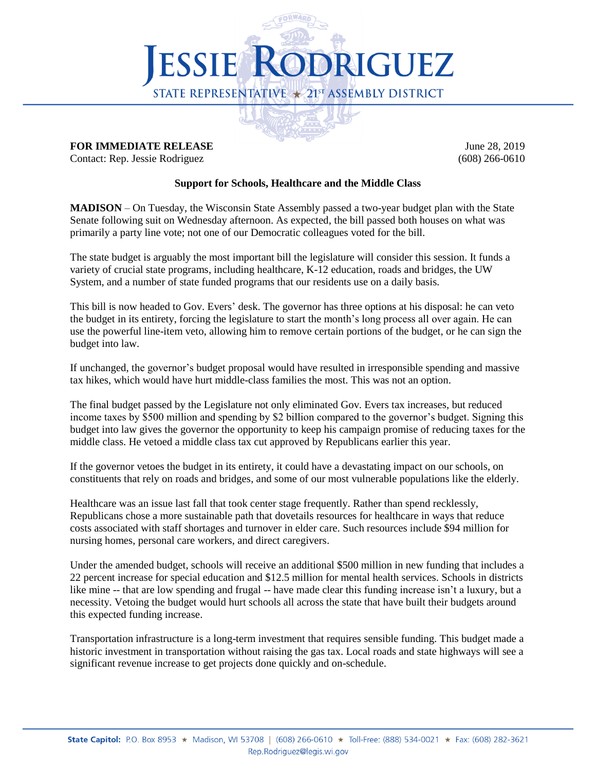# JESSIE RODRIGUEZ

STATE REPRESENTATIVE ★ 21ST ASSEMBLY DISTRICT

**FOR IMMEDIATE RELEASE** June 28, 2019

Contact: Rep. Jessie Rodriguez (608) 266-0610

**Support for Schools, Healthcare and the Middle Class**

**MADISON** – On Tuesday, the Wisconsin State Assembly passed a two-year budget plan with the State Senate following suit on Wednesday afternoon. As expected, the bill passed both houses on what was primarily a party line vote; not one of our Democratic colleagues voted for the bill.

The state budget is arguably the most important bill the legislature will consider this session. It funds a variety of crucial state programs, including healthcare, K-12 education, roads and bridges, the UW System, and a number of state funded programs that our residents use on a daily basis.

This bill is now headed to Gov. Evers' desk. The governor has three options at his disposal: he can veto the budget in its entirety, forcing the legislature to start the month's long process all over again. He can use the powerful line-item veto, allowing him to remove certain portions of the budget, or he can sign the budget into law.

If unchanged, the governor's budget proposal would have resulted in irresponsible spending and massive tax hikes, which would have hurt middle-class families the most. This was not an option.

The final budget passed by the Legislature not only eliminated Gov. Evers tax increases, but reduced income taxes by $500 million and spending by $2 billion compared to the governor's budget. Signing this budget into law gives the governor the opportunity to keep his campaign promise of reducing taxes for the middle class. He vetoed a middle class tax cut approved by Republicans earlier this year.

If the governor vetoes the budget in its entirety, it could have a devastating impact on our schools, on constituents that rely on roads and bridges, and some of our most vulnerable populations like the elderly.

Healthcare was an issue last fall that took center stage frequently. Rather than spend recklessly, Republicans chose a more sustainable path that dovetails resources for healthcare in ways that reduce costs associated with staff shortages and turnover in elder care. Such resources include $94 million for nursing homes, personal care workers, and direct caregivers.

Under the amended budget, schools will receive an additional $500 million in new funding that includes a 22 percent increase for special education and $12.5 million for mental health services. Schools in districts like mine -- that are low spending and frugal -- have made clear this funding increase isn't a luxury, but a necessity. Vetoing the budget would hurt schools all across the state that have built their budgets around this expected funding increase.

Transportation infrastructure is a long-term investment that requires sensible funding. This budget made a historic investment in transportation without raising the gas tax. Local roads and state highways will see a significant revenue increase to get projects done quickly and on-schedule.

**State Capitol:** P.O. Box 8953 ★ Madison, WI 53708 | (608) 266-0610 ★ Toll-Free: (888) 534-0021 ★ Fax: (608) 282-3621
Rep.Rodriguez@legis.wi.gov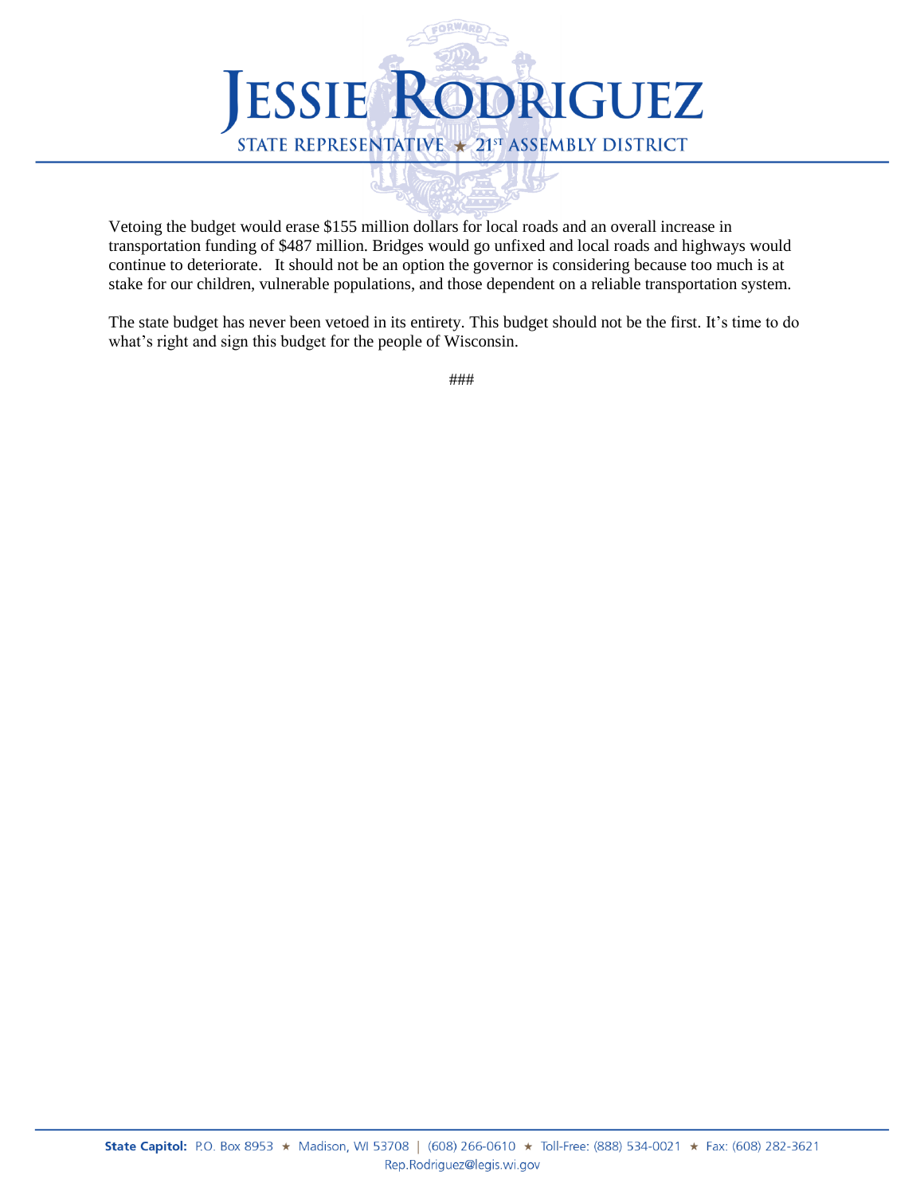Vetoing the budget would erase $155 million dollars for local roads and an overall increase in transportation funding of $487 million. Bridges would go unfixed and local roads and highways would continue to deteriorate.   It should not be an option the governor is considering because too much is at stake for our children, vulnerable populations, and those dependent on a reliable transportation system.

The state budget has never been vetoed in its entirety. This budget should not be the first. It's time to do what's right and sign this budget for the people of Wisconsin.

###